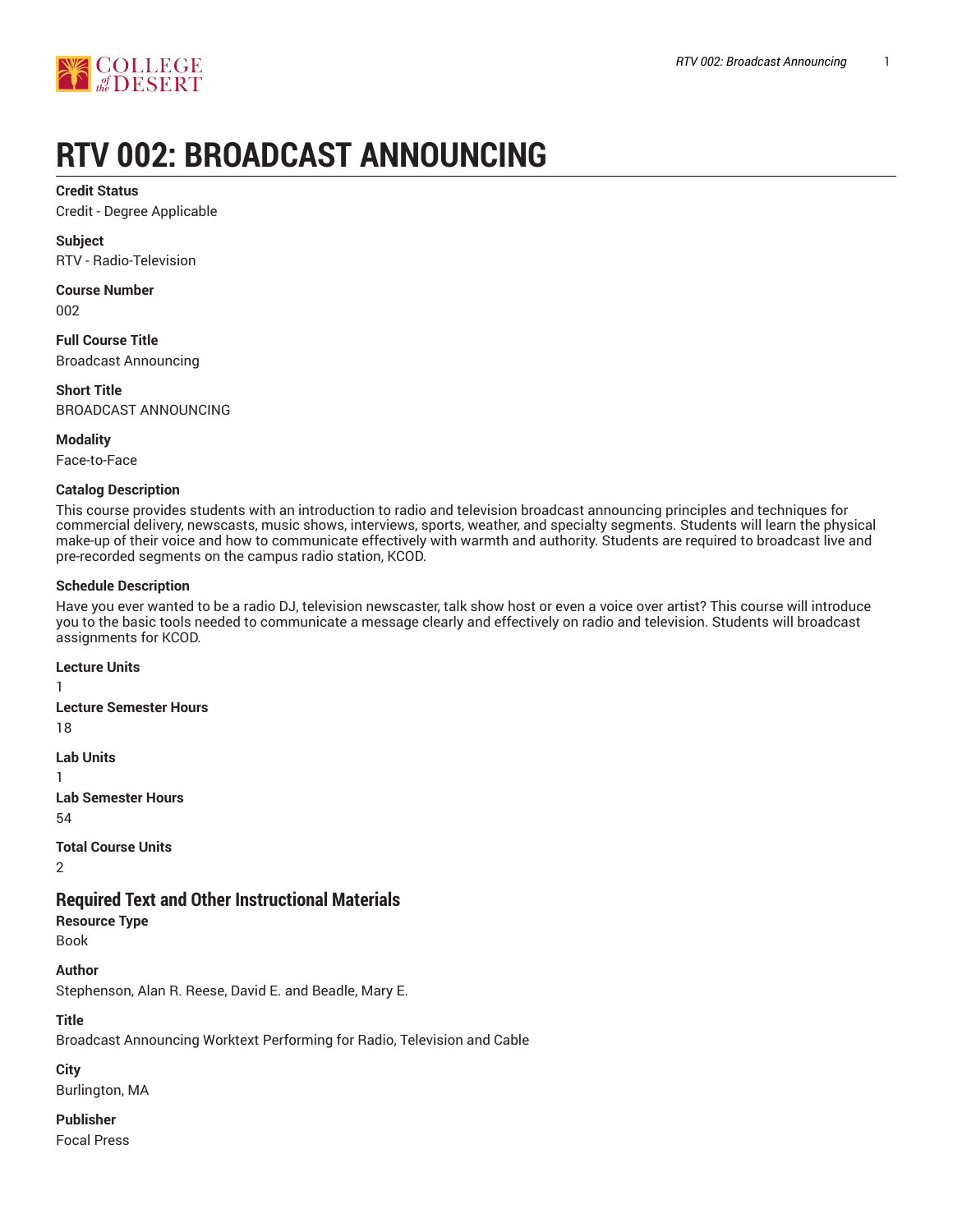# RTV 002: BROADCAST ANNOUNCING

**Credit Status**
Credit - Degree Applicable

**Subject**
RTV - Radio-Television

**Course Number**
002

**Full Course Title**
Broadcast Announcing

**Short Title**
BROADCAST ANNOUNCING

**Modality**
Face-to-Face

**Catalog Description**
This course provides students with an introduction to radio and television broadcast announcing principles and techniques for commercial delivery, newscasts, music shows, interviews, sports, weather, and specialty segments. Students will learn the physical make-up of their voice and how to communicate effectively with warmth and authority. Students are required to broadcast live and pre-recorded segments on the campus radio station, KCOD.

**Schedule Description**
Have you ever wanted to be a radio DJ, television newscaster, talk show host or even a voice over artist? This course will introduce you to the basic tools needed to communicate a message clearly and effectively on radio and television. Students will broadcast assignments for KCOD.

**Lecture Units**
1

**Lecture Semester Hours**
18

**Lab Units**
1

**Lab Semester Hours**
54

**Total Course Units**
2

## Required Text and Other Instructional Materials

**Resource Type**
Book

**Author**
Stephenson, Alan R. Reese, David E. and Beadle, Mary E.

**Title**
Broadcast Announcing Worktext Performing for Radio, Television and Cable

**City**
Burlington, MA

**Publisher**
Focal Press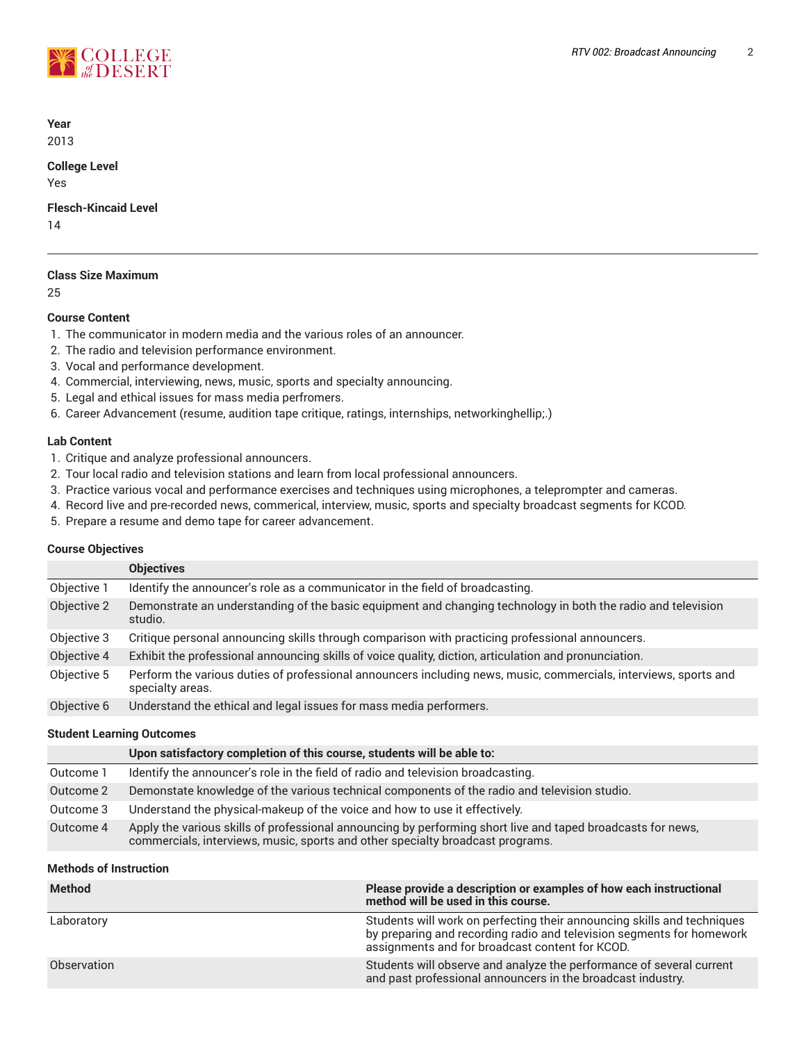**Year**

2013

**College Level**

Yes

**Flesch-Kincaid Level**

14

---

**Class Size Maximum**

25

**Course Content**

1. The communicator in modern media and the various roles of an announcer.
2. The radio and television performance environment.
3. Vocal and performance development.
4. Commercial, interviewing, news, music, sports and specialty announcing.
5. Legal and ethical issues for mass media perfromers.
6. Career Advancement (resume, audition tape critique, ratings, internships, networkinghellip;.)

**Lab Content**

1. Critique and analyze professional announcers.
2. Tour local radio and television stations and learn from local professional announcers.
3. Practice various vocal and performance exercises and techniques using microphones, a teleprompter and cameras.
4. Record live and pre-recorded news, commerical, interview, music, sports and specialty broadcast segments for KCOD.
5. Prepare a resume and demo tape for career advancement.

**Course Objectives**

| | Objectives |
|---|---|
| Objective 1 | Identify the announcer's role as a communicator in the field of broadcasting. |
| Objective 2 | Demonstrate an understanding of the basic equipment and changing technology in both the radio and television studio. |
| Objective 3 | Critique personal announcing skills through comparison with practicing professional announcers. |
| Objective 4 | Exhibit the professional announcing skills of voice quality, diction, articulation and pronunciation. |
| Objective 5 | Perform the various duties of professional announcers including news, music, commercials, interviews, sports and specialty areas. |
| Objective 6 | Understand the ethical and legal issues for mass media performers. |

**Student Learning Outcomes**

| | Upon satisfactory completion of this course, students will be able to: |
|---|---|
| Outcome 1 | Identify the announcer's role in the field of radio and television broadcasting. |
| Outcome 2 | Demonstate knowledge of the various technical components of the radio and television studio. |
| Outcome 3 | Understand the physical-makeup of the voice and how to use it effectively. |
| Outcome 4 | Apply the various skills of professional announcing by performing short live and taped broadcasts for news, commercials, interviews, music, sports and other specialty broadcast programs. |

**Methods of Instruction**

| Method | Please provide a description or examples of how each instructional method will be used in this course. |
|---|---|
| Laboratory | Students will work on perfecting their announcing skills and techniques by preparing and recording radio and television segments for homework assignments and for broadcast content for KCOD. |
| Observation | Students will observe and analyze the performance of several current and past professional announcers in the broadcast industry. |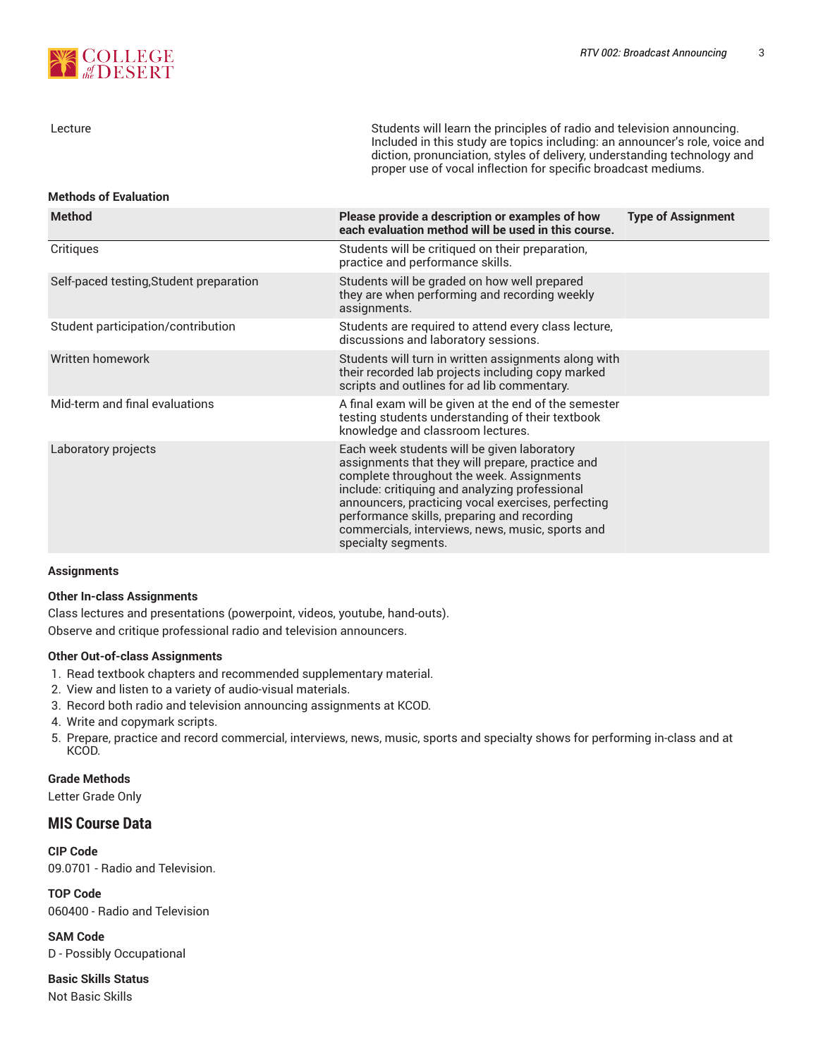| | |
|---|---|
| Lecture | Students will learn the principles of radio and television announcing. Included in this study are topics including: an announcer's role, voice and diction, pronunciation, styles of delivery, understanding technology and proper use of vocal inflection for specific broadcast mediums. |

**Methods of Evaluation**

| Method | Please provide a description or examples of how each evaluation method will be used in this course. | Type of Assignment |
|---|---|---|
| Critiques | Students will be critiqued on their preparation, practice and performance skills. | |
| Self-paced testing,Student preparation | Students will be graded on how well prepared they are when performing and recording weekly assignments. | |
| Student participation/contribution | Students are required to attend every class lecture, discussions and laboratory sessions. | |
| Written homework | Students will turn in written assignments along with their recorded lab projects including copy marked scripts and outlines for ad lib commentary. | |
| Mid-term and final evaluations | A final exam will be given at the end of the semester testing students understanding of their textbook knowledge and classroom lectures. | |
| Laboratory projects | Each week students will be given laboratory assignments that they will prepare, practice and complete throughout the week. Assignments include: critiquing and analyzing professional announcers, practicing vocal exercises, perfecting performance skills, preparing and recording commercials, interviews, news, music, sports and specialty segments. | |

**Assignments**

**Other In-class Assignments**

Class lectures and presentations (powerpoint, videos, youtube, hand-outs).

Observe and critique professional radio and television announcers.

**Other Out-of-class Assignments**

1. Read textbook chapters and recommended supplementary material.
2. View and listen to a variety of audio-visual materials.
3. Record both radio and television announcing assignments at KCOD.
4. Write and copymark scripts.
5. Prepare, practice and record commercial, interviews, news, music, sports and specialty shows for performing in-class and at KCOD.

**Grade Methods**

Letter Grade Only

## MIS Course Data

**CIP Code**

09.0701 - Radio and Television.

**TOP Code**

060400 - Radio and Television

**SAM Code**

D - Possibly Occupational

**Basic Skills Status**

Not Basic Skills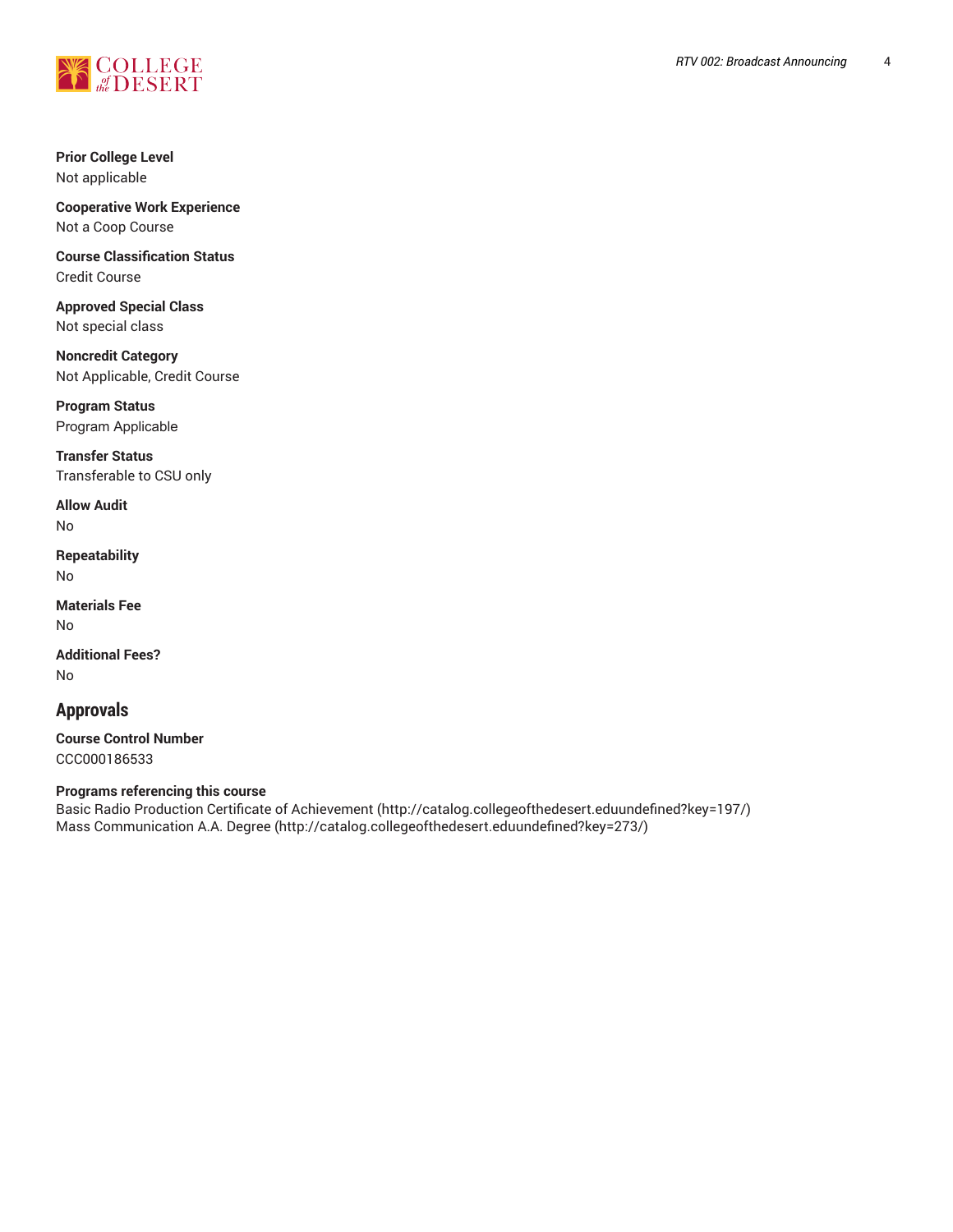**Prior College Level**
Not applicable

**Cooperative Work Experience**
Not a Coop Course

**Course Classification Status**
Credit Course

**Approved Special Class**
Not special class

**Noncredit Category**
Not Applicable, Credit Course

**Program Status**
Program Applicable

**Transfer Status**
Transferable to CSU only

**Allow Audit**
No

**Repeatability**
No

**Materials Fee**
No

**Additional Fees?**
No

## Approvals

**Course Control Number**
CCC000186533

**Programs referencing this course**
Basic Radio Production Certificate of Achievement (http://catalog.collegeofthedesert.eduundefined?key=197/)
Mass Communication A.A. Degree (http://catalog.collegeofthedesert.eduundefined?key=273/)